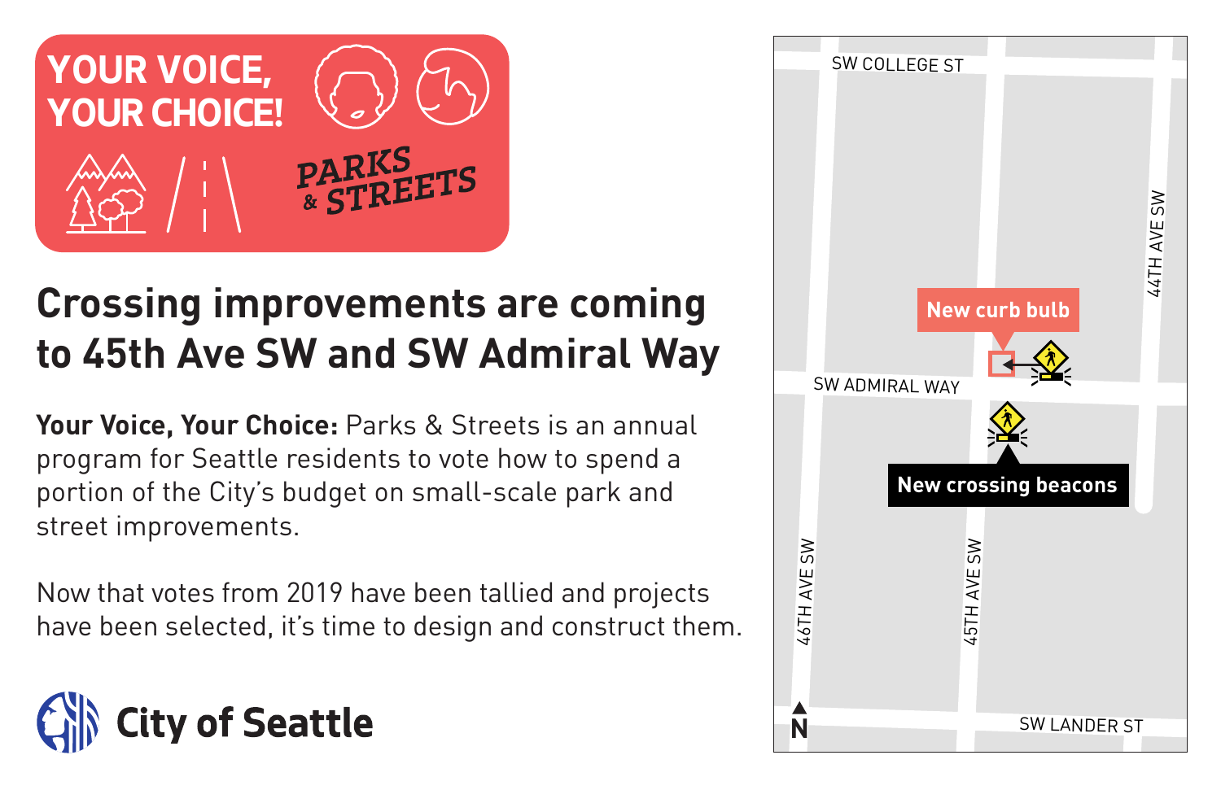**YOUR VOICE, YOUR CHOICE!**

**PARKS & STREETS**

# Crossing improvements are coming to 45th Ave SW and SW Admiral Way

**Your Voice, Your Choice:** Parks & Streets is an annual program for Seattle residents to vote how to spend a portion of the City's budget on small-scale park and street improvements.

Now that votes from 2019 have been tallied and projects have been selected, it's time to design and construct them.

**City of Seattle**

SW COLLEGE ST

44TH AVE SW

New curb bulb

SW ADMIRAL WAY

New crossing beacons

46TH AVE SW

45TH AVE SW

N

SW LANDER ST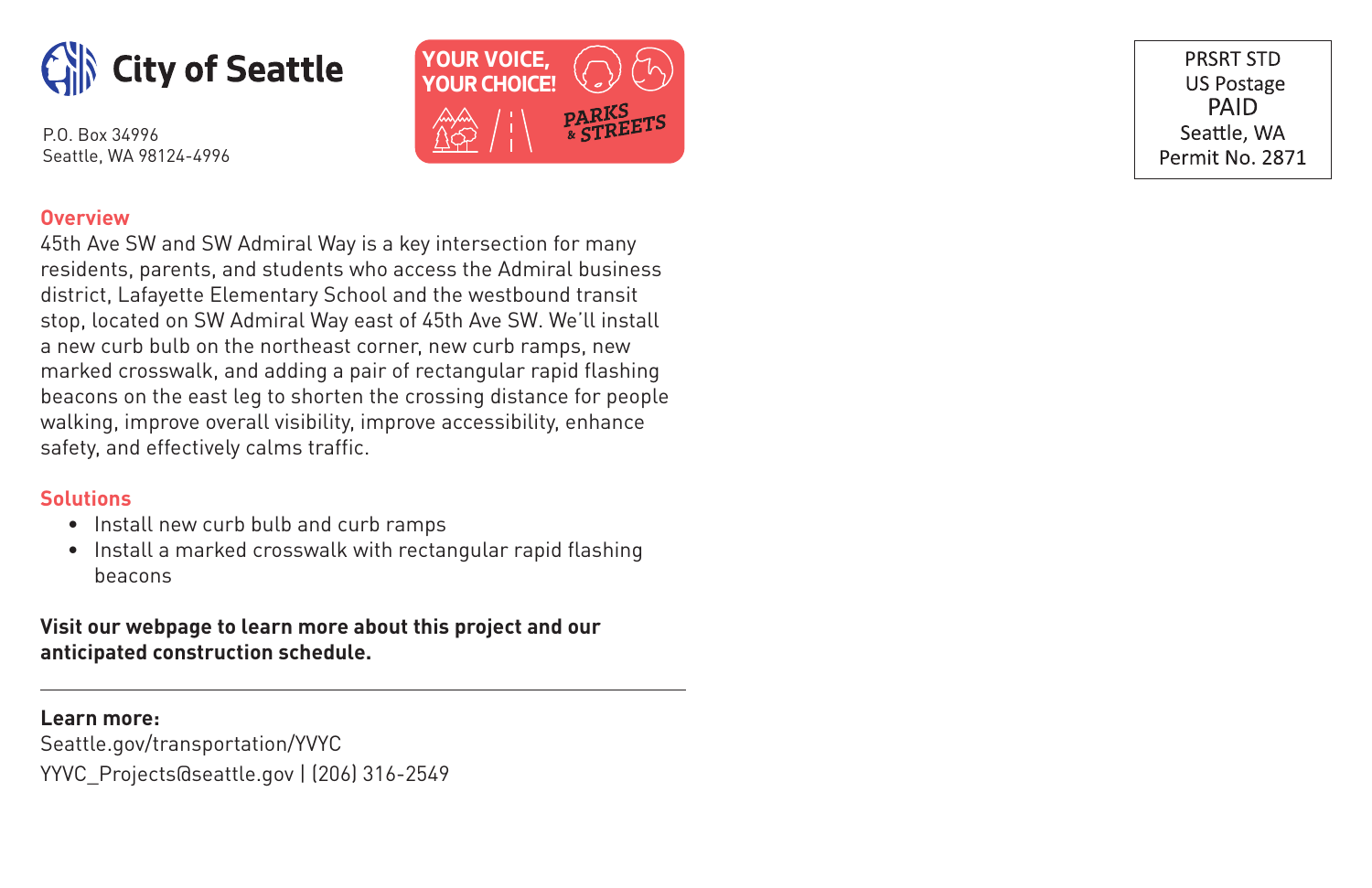**City of Seattle**

P.O. Box 34996
Seattle, WA 98124-4996

YOUR VOICE, YOUR CHOICE! PARKS & STREETS

PRSRT STD
US Postage
PAID
Seattle, WA
Permit No. 2871

## Overview

45th Ave SW and SW Admiral Way is a key intersection for many residents, parents, and students who access the Admiral business district, Lafayette Elementary School and the westbound transit stop, located on SW Admiral Way east of 45th Ave SW. We'll install a new curb bulb on the northeast corner, new curb ramps, new marked crosswalk, and adding a pair of rectangular rapid flashing beacons on the east leg to shorten the crossing distance for people walking, improve overall visibility, improve accessibility, enhance safety, and effectively calms traffic.

## Solutions

- Install new curb bulb and curb ramps
- Install a marked crosswalk with rectangular rapid flashing beacons

**Visit our webpage to learn more about this project and our anticipated construction schedule.**

---

**Learn more:**
Seattle.gov/transportation/YVYC
YVYC_Projects@seattle.gov | (206) 316-2549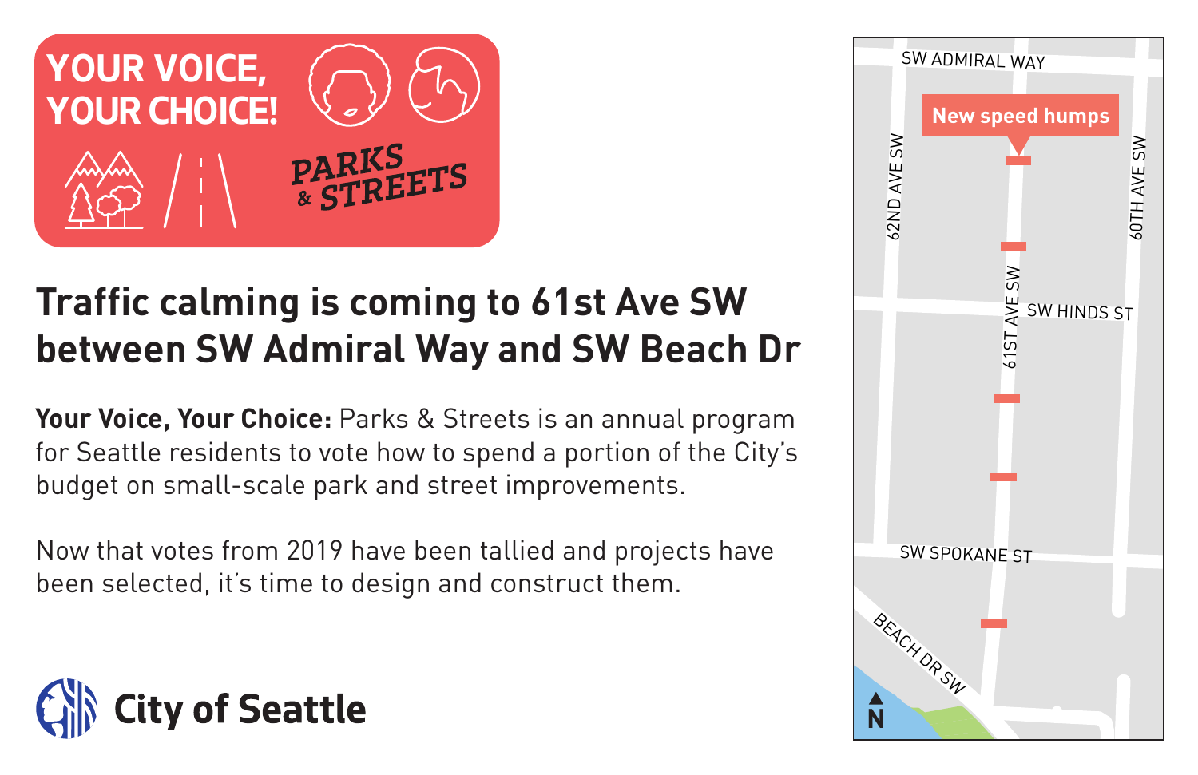**YOUR VOICE, YOUR CHOICE!**

**PARKS & STREETS**

# Traffic calming is coming to 61st Ave SW between SW Admiral Way and SW Beach Dr

**Your Voice, Your Choice:** Parks & Streets is an annual program for Seattle residents to vote how to spend a portion of the City's budget on small-scale park and street improvements.

Now that votes from 2019 have been tallied and projects have been selected, it's time to design and construct them.

**City of Seattle**

SW ADMIRAL WAY

New speed humps

62ND AVE SW

60TH AVE SW

61ST AVE SW

SW HINDS ST

SW SPOKANE ST

BEACH DR SW

N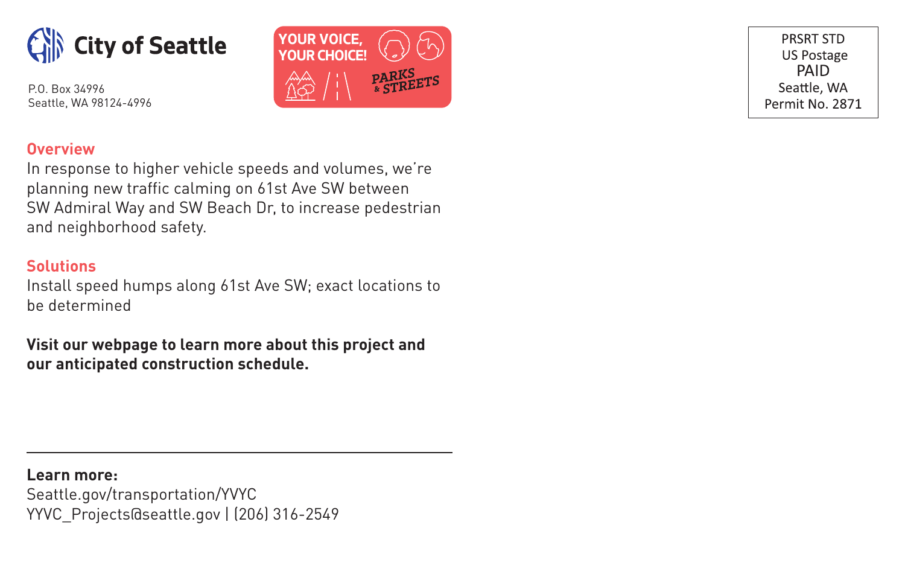**City of Seattle**

P.O. Box 34996
Seattle, WA 98124-4996

YOUR VOICE, YOUR CHOICE! PARKS & STREETS

PRSRT STD
US Postage
PAID
Seattle, WA
Permit No. 2871

## Overview

In response to higher vehicle speeds and volumes, we're planning new traffic calming on 61st Ave SW between SW Admiral Way and SW Beach Dr, to increase pedestrian and neighborhood safety.

## Solutions

Install speed humps along 61st Ave SW; exact locations to be determined

**Visit our webpage to learn more about this project and our anticipated construction schedule.**

---

**Learn more:**
Seattle.gov/transportation/YVYC
YYVC_Projects@seattle.gov | (206) 316-2549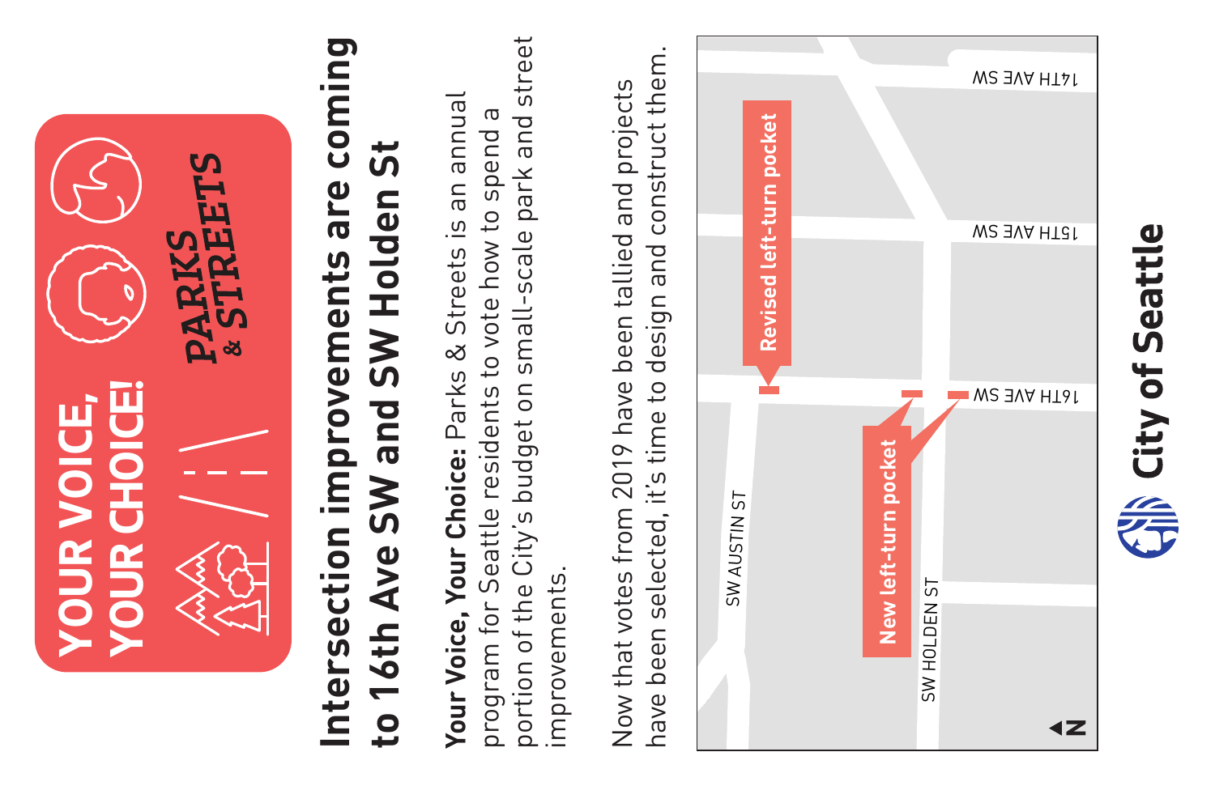YOUR VOICE, YOUR CHOICE!

PARKS & STREETS

# Intersection improvements are coming to 16th Ave SW and SW Holden St

**Your Voice, Your Choice:** Parks & Streets is an annual program for Seattle residents to vote how to spend a portion of the City's budget on small-scale park and street improvements.

Now that votes from 2019 have been tallied and projects have been selected, it's time to design and construct them.

14TH AVE SW

15TH AVE SW

16TH AVE SW

SW AUSTIN ST

SW HOLDEN ST

Revised left-turn pocket

New left-turn pocket

N

City of Seattle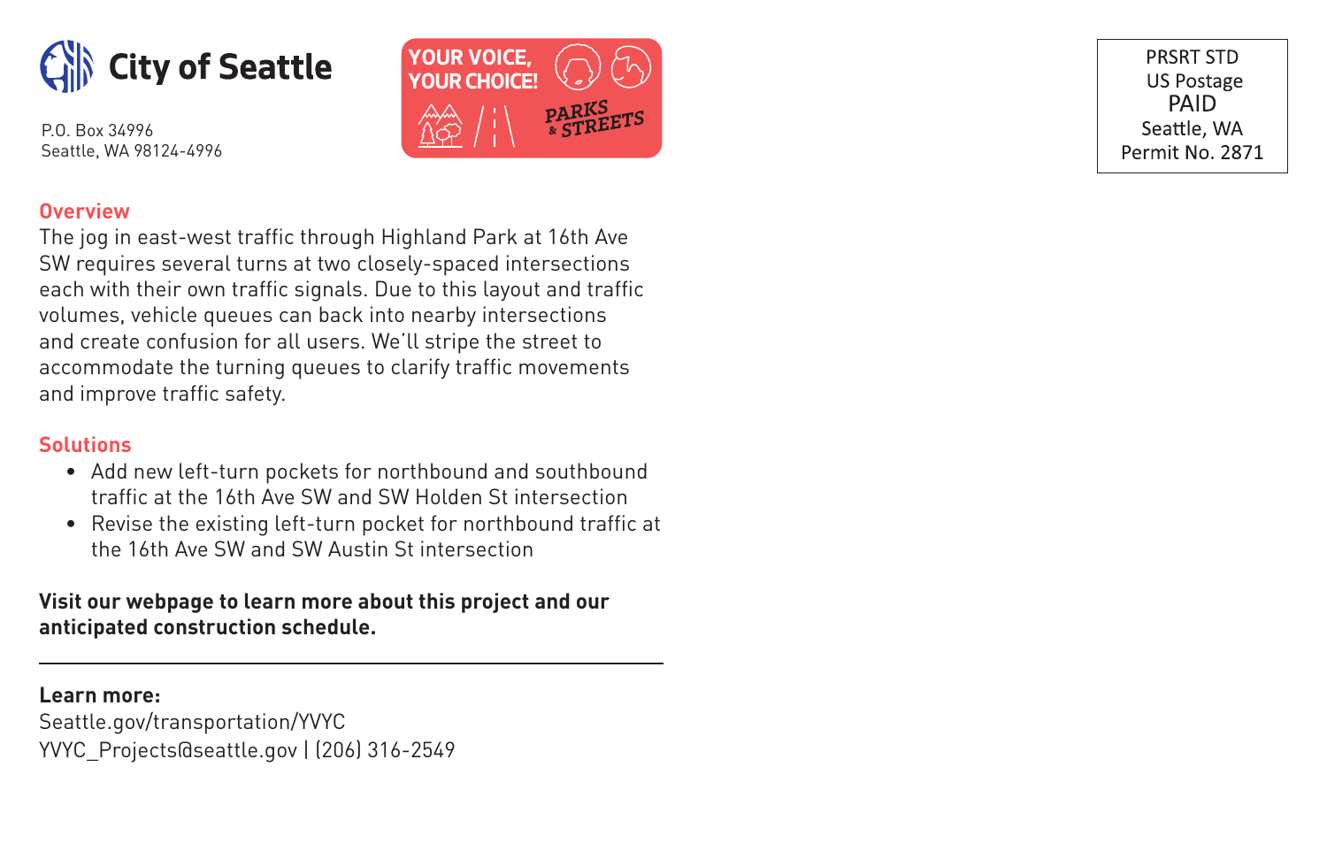**City of Seattle**

P.O. Box 34996
Seattle, WA 98124-4996

YOUR VOICE, YOUR CHOICE!

PARKS & STREETS

PRSRT STD
US Postage
PAID
Seattle, WA
Permit No. 2871

## Overview

The jog in east-west traffic through Highland Park at 16th Ave SW requires several turns at two closely-spaced intersections each with their own traffic signals. Due to this layout and traffic volumes, vehicle queues can back into nearby intersections and create confusion for all users. We'll stripe the street to accommodate the turning queues to clarify traffic movements and improve traffic safety.

## Solutions

- Add new left-turn pockets for northbound and southbound traffic at the 16th Ave SW and SW Holden St intersection
- Revise the existing left-turn pocket for northbound traffic at the 16th Ave SW and SW Austin St intersection

**Visit our webpage to learn more about this project and our anticipated construction schedule.**

---

**Learn more:**
Seattle.gov/transportation/YVYC
YVYC_Projects@seattle.gov | (206) 316-2549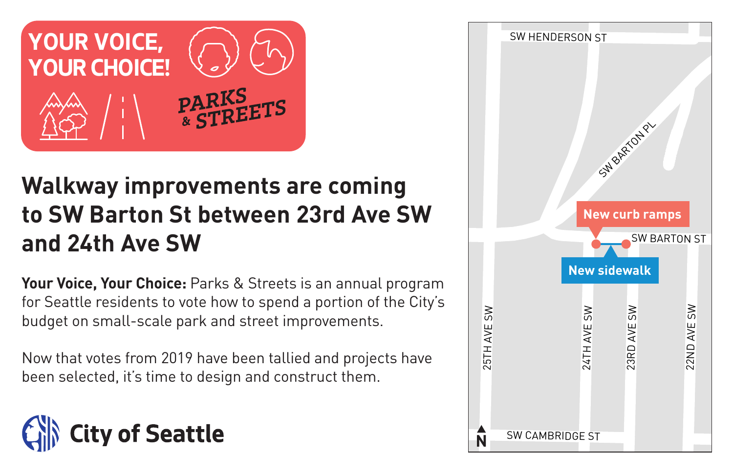YOUR VOICE, YOUR CHOICE!

PARKS & STREETS

# Walkway improvements are coming to SW Barton St between 23rd Ave SW and 24th Ave SW

**Your Voice, Your Choice:** Parks & Streets is an annual program for Seattle residents to vote how to spend a portion of the City's budget on small-scale park and street improvements.

Now that votes from 2019 have been tallied and projects have been selected, it's time to design and construct them.

City of Seattle

SW HENDERSON ST

SW BARTON PL

New curb ramps

SW BARTON ST

New sidewalk

25TH AVE SW

24TH AVE SW

23RD AVE SW

22ND AVE SW

N

SW CAMBRIDGE ST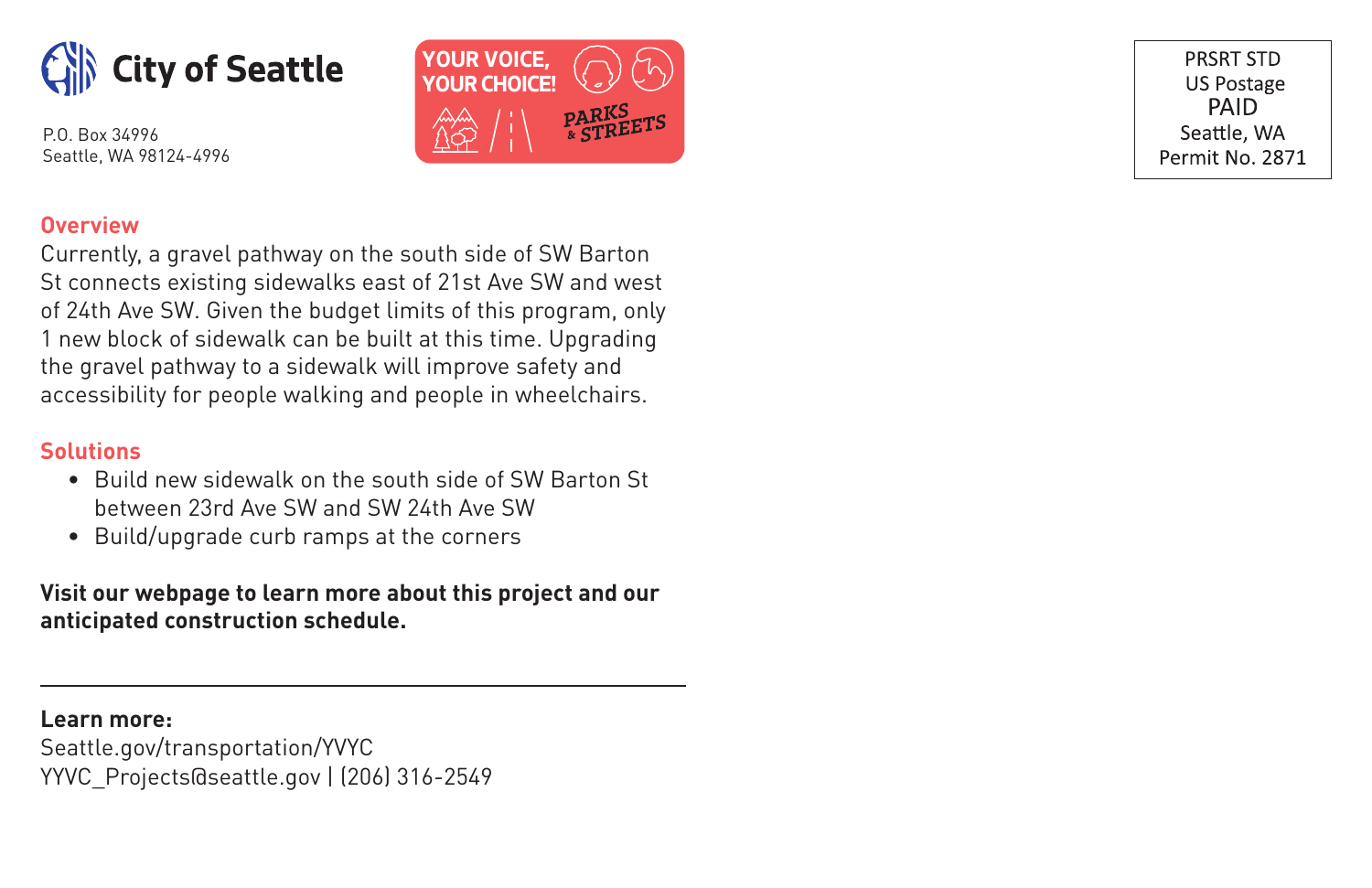City of Seattle

P.O. Box 34996
Seattle, WA 98124-4996

YOUR VOICE, YOUR CHOICE!

PARKS & STREETS

PRSRT STD
US Postage
PAID
Seattle, WA
Permit No. 2871

## Overview

Currently, a gravel pathway on the south side of SW Barton St connects existing sidewalks east of 21st Ave SW and west of 24th Ave SW. Given the budget limits of this program, only 1 new block of sidewalk can be built at this time. Upgrading the gravel pathway to a sidewalk will improve safety and accessibility for people walking and people in wheelchairs.

## Solutions

- Build new sidewalk on the south side of SW Barton St between 23rd Ave SW and SW 24th Ave SW
- Build/upgrade curb ramps at the corners

**Visit our webpage to learn more about this project and our anticipated construction schedule.**

---

**Learn more:**
Seattle.gov/transportation/YVYC
YVYC_Projects@seattle.gov | (206) 316-2549